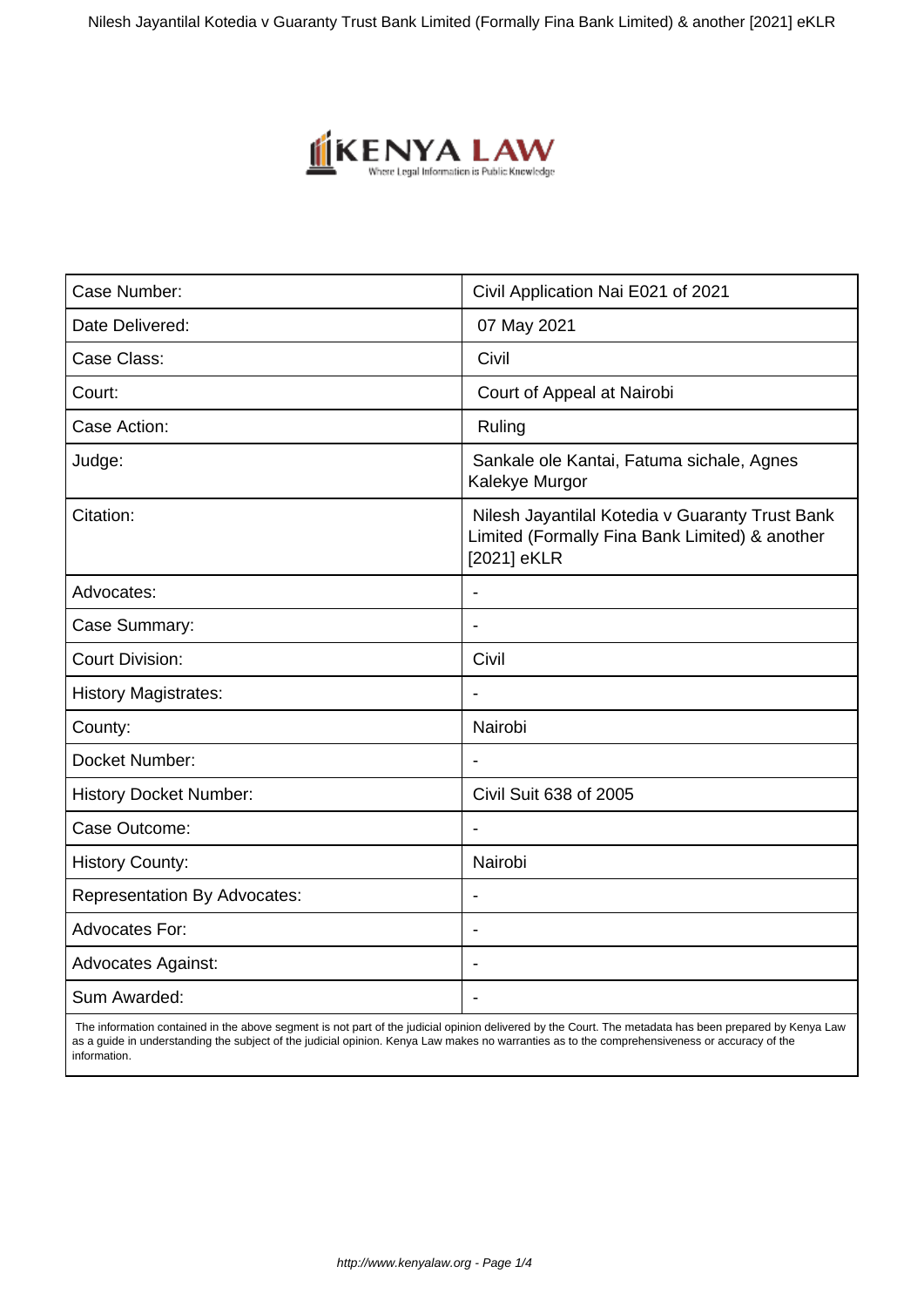| Case Number: | Civil Application Nai E021 of 2021 |
| --- | --- |
| Date Delivered: | 07 May 2021 |
| Case Class: | Civil |
| Court: | Court of Appeal at Nairobi |
| Case Action: | Ruling |
| Judge: | Sankale ole Kantai, Fatuma sichale, Agnes Kalekye Murgor |
| Citation: | Nilesh Jayantilal Kotedia v Guaranty Trust Bank Limited (Formally Fina Bank Limited) & another [2021] eKLR |
| Advocates: | - |
| Case Summary: | - |
| Court Division: | Civil |
| History Magistrates: | - |
| County: | Nairobi |
| Docket Number: | - |
| History Docket Number: | Civil Suit 638 of 2005 |
| Case Outcome: | - |
| History County: | Nairobi |
| Representation By Advocates: | - |
| Advocates For: | - |
| Advocates Against: | - |
| Sum Awarded: | - |

The information contained in the above segment is not part of the judicial opinion delivered by the Court. The metadata has been prepared by Kenya Law as a guide in understanding the subject of the judicial opinion. Kenya Law makes no warranties as to the comprehensiveness or accuracy of the information.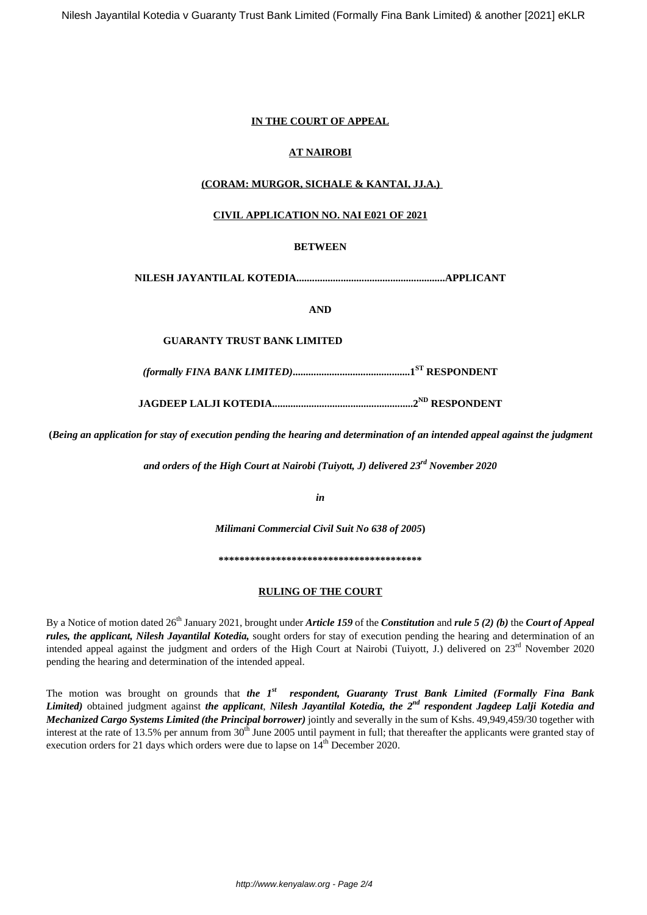**IN THE COURT OF APPEAL**

**AT NAIROBI**

**(CORAM: MURGOR, SICHALE & KANTAI, JJ.A.)**

**CIVIL APPLICATION NO. NAI E021 OF 2021**

**BETWEEN**

**NILESH JAYANTILAL KOTEDIA.........................................................APPLICANT**

**AND**

**GUARANTY TRUST BANK LIMITED**

***(formally FINA BANK LIMITED)*............................................1[ST] RESPONDENT**

**JAGDEEP LALJI KOTEDIA.....................................................2[ND] RESPONDENT**

**(*Being an application for stay of execution pending the hearing and determination of an intended appeal against the judgment and orders of the High Court at Nairobi (Tuiyott, J) delivered 23rd November 2020***

***in***

***Milimani Commercial Civil Suit No 638 of 2005*)**

**\*\*\*\*\*\*\*\*\*\*\*\*\*\*\*\*\*\*\*\*\*\*\*\*\*\*\*\*\*\*\*\*\*\*\*\*\*\*\***

**RULING OF THE COURT**

By a Notice of motion dated 26th January 2021, brought under ***Article 159*** of the ***Constitution*** and ***rule 5 (2) (b)*** the ***Court of Appeal rules, the applicant, Nilesh Jayantilal Kotedia,*** sought orders for stay of execution pending the hearing and determination of an intended appeal against the judgment and orders of the High Court at Nairobi (Tuiyott, J.) delivered on 23rd November 2020 pending the hearing and determination of the intended appeal.

The motion was brought on grounds that ***the 1st respondent, Guaranty Trust Bank Limited (Formally Fina Bank Limited)*** obtained judgment against ***the applicant, Nilesh Jayantilal Kotedia, the 2nd respondent Jagdeep Lalji Kotedia and Mechanized Cargo Systems Limited (the Principal borrower)*** jointly and severally in the sum of Kshs. 49,949,459/30 together with interest at the rate of 13.5% per annum from 30th June 2005 until payment in full; that thereafter the applicants were granted stay of execution orders for 21 days which orders were due to lapse on 14th December 2020.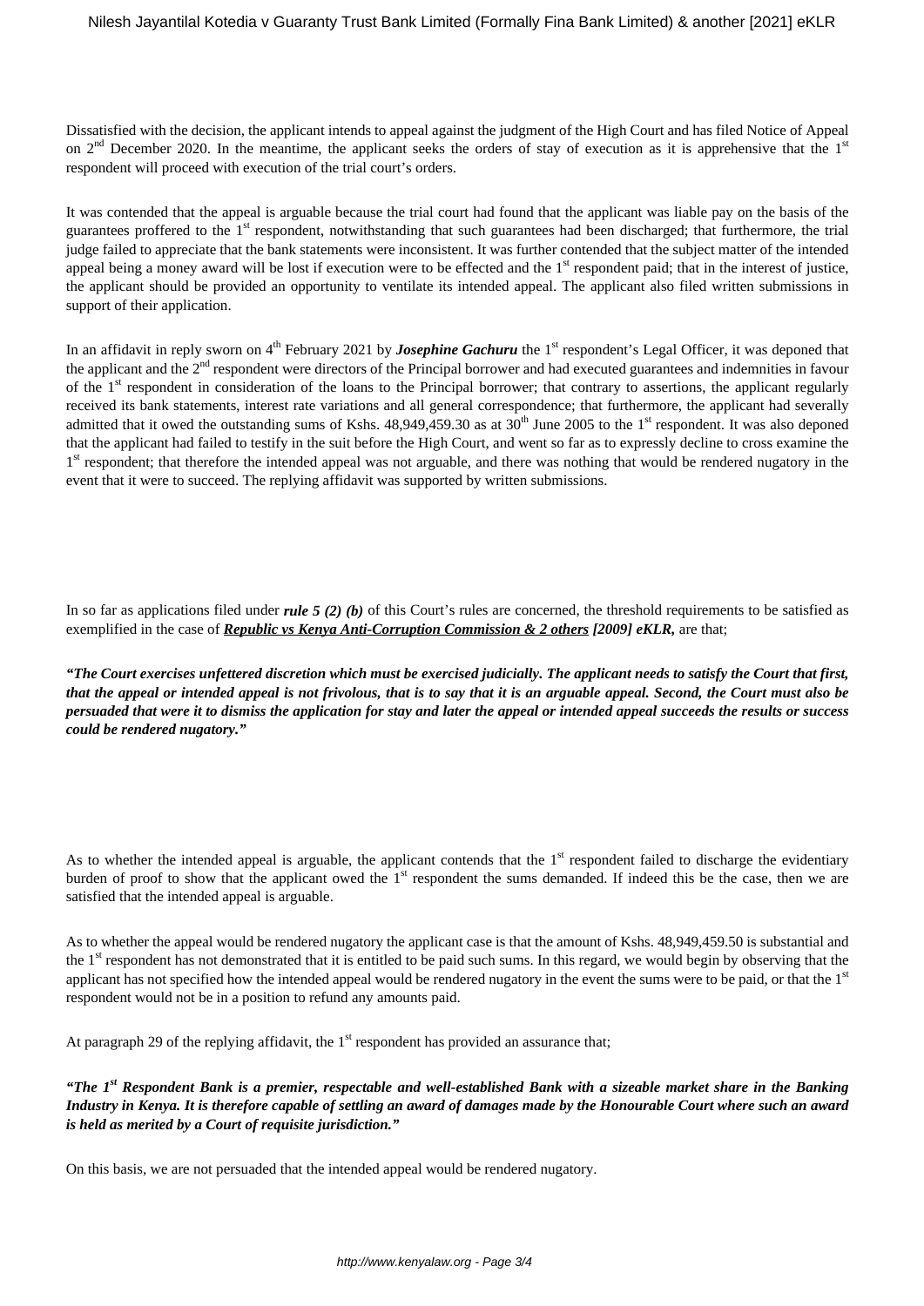Dissatisfied with the decision, the applicant intends to appeal against the judgment of the High Court and has filed Notice of Appeal on 2[nd] December 2020. In the meantime, the applicant seeks the orders of stay of execution as it is apprehensive that the 1[st] respondent will proceed with execution of the trial court's orders.

It was contended that the appeal is arguable because the trial court had found that the applicant was liable pay on the basis of the guarantees proffered to the 1[st] respondent, notwithstanding that such guarantees had been discharged; that furthermore, the trial judge failed to appreciate that the bank statements were inconsistent. It was further contended that the subject matter of the intended appeal being a money award will be lost if execution were to be effected and the 1[st] respondent paid; that in the interest of justice, the applicant should be provided an opportunity to ventilate its intended appeal. The applicant also filed written submissions in support of their application.

In an affidavit in reply sworn on 4[th] February 2021 by ***Josephine Gachuru*** the 1[st] respondent's Legal Officer, it was deponed that the applicant and the 2[nd] respondent were directors of the Principal borrower and had executed guarantees and indemnities in favour of the 1[st] respondent in consideration of the loans to the Principal borrower; that contrary to assertions, the applicant regularly received its bank statements, interest rate variations and all general correspondence; that furthermore, the applicant had severally admitted that it owed the outstanding sums of Kshs. 48,949,459.30 as at 30[th] June 2005 to the 1[st] respondent. It was also deponed that the applicant had failed to testify in the suit before the High Court, and went so far as to expressly decline to cross examine the 1[st] respondent; that therefore the intended appeal was not arguable, and there was nothing that would be rendered nugatory in the event that it were to succeed. The replying affidavit was supported by written submissions.

In so far as applications filed under ***rule 5 (2) (b)*** of this Court's rules are concerned, the threshold requirements to be satisfied as exemplified in the case of ***Republic vs Kenya Anti-Corruption Commission & 2 others*** ***[2009] eKLR,*** are that;

***"The Court exercises unfettered discretion which must be exercised judicially. The applicant needs to satisfy the Court that first, that the appeal or intended appeal is not frivolous, that is to say that it is an arguable appeal. Second, the Court must also be persuaded that were it to dismiss the application for stay and later the appeal or intended appeal succeeds the results or success could be rendered nugatory."***

As to whether the intended appeal is arguable, the applicant contends that the 1[st] respondent failed to discharge the evidentiary burden of proof to show that the applicant owed the 1[st] respondent the sums demanded. If indeed this be the case, then we are satisfied that the intended appeal is arguable.

As to whether the appeal would be rendered nugatory the applicant case is that the amount of Kshs. 48,949,459.50 is substantial and the 1[st] respondent has not demonstrated that it is entitled to be paid such sums. In this regard, we would begin by observing that the applicant has not specified how the intended appeal would be rendered nugatory in the event the sums were to be paid, or that the 1[st] respondent would not be in a position to refund any amounts paid.

At paragraph 29 of the replying affidavit, the 1[st] respondent has provided an assurance that;

***"The 1[st] Respondent Bank is a premier, respectable and well-established Bank with a sizeable market share in the Banking Industry in Kenya. It is therefore capable of settling an award of damages made by the Honourable Court where such an award is held as merited by a Court of requisite jurisdiction."***

On this basis, we are not persuaded that the intended appeal would be rendered nugatory.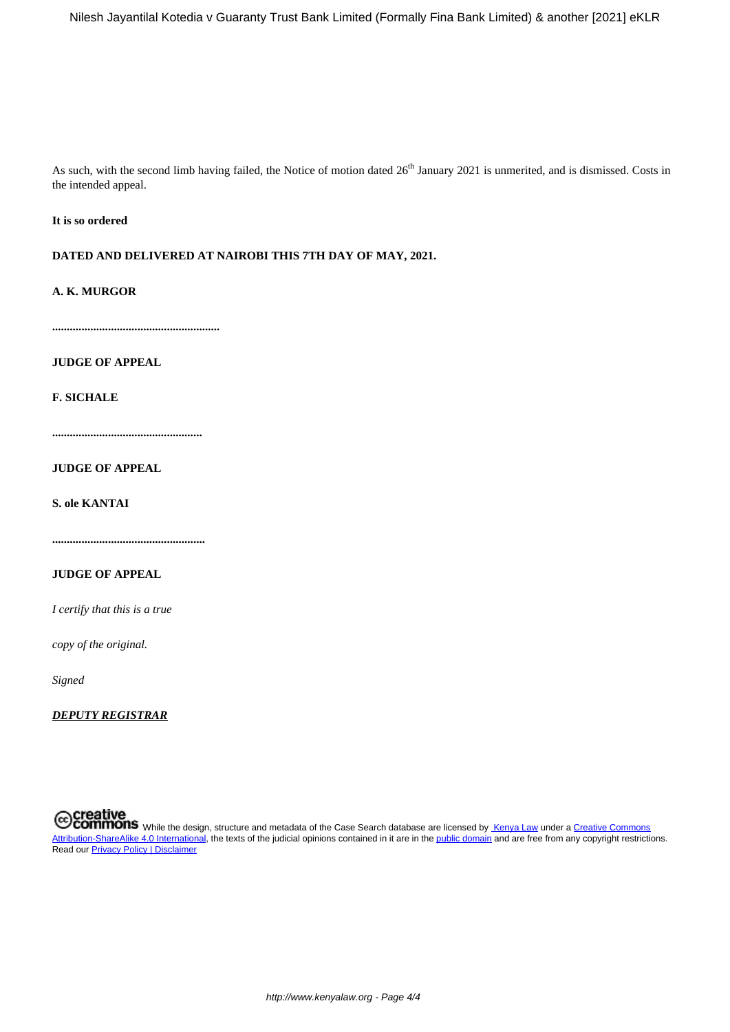As such, with the second limb having failed, the Notice of motion dated 26th January 2021 is unmerited, and is dismissed. Costs in the intended appeal.

**It is so ordered**

**DATED AND DELIVERED AT NAIROBI THIS 7TH DAY OF MAY, 2021.**

**A. K. MURGOR**

**.........................................................**

**JUDGE OF APPEAL**

**F. SICHALE**

**...................................................**

**JUDGE OF APPEAL**

**S. ole KANTAI**

**....................................................**

**JUDGE OF APPEAL**

*I certify that this is a true*

*copy of the original.*

*Signed*

***DEPUTY REGISTRAR***

While the design, structure and metadata of the Case Search database are licensed by Kenya Law under a Creative Commons Attribution-ShareAlike 4.0 International, the texts of the judicial opinions contained in it are in the public domain and are free from any copyright restrictions. Read our Privacy Policy | Disclaimer